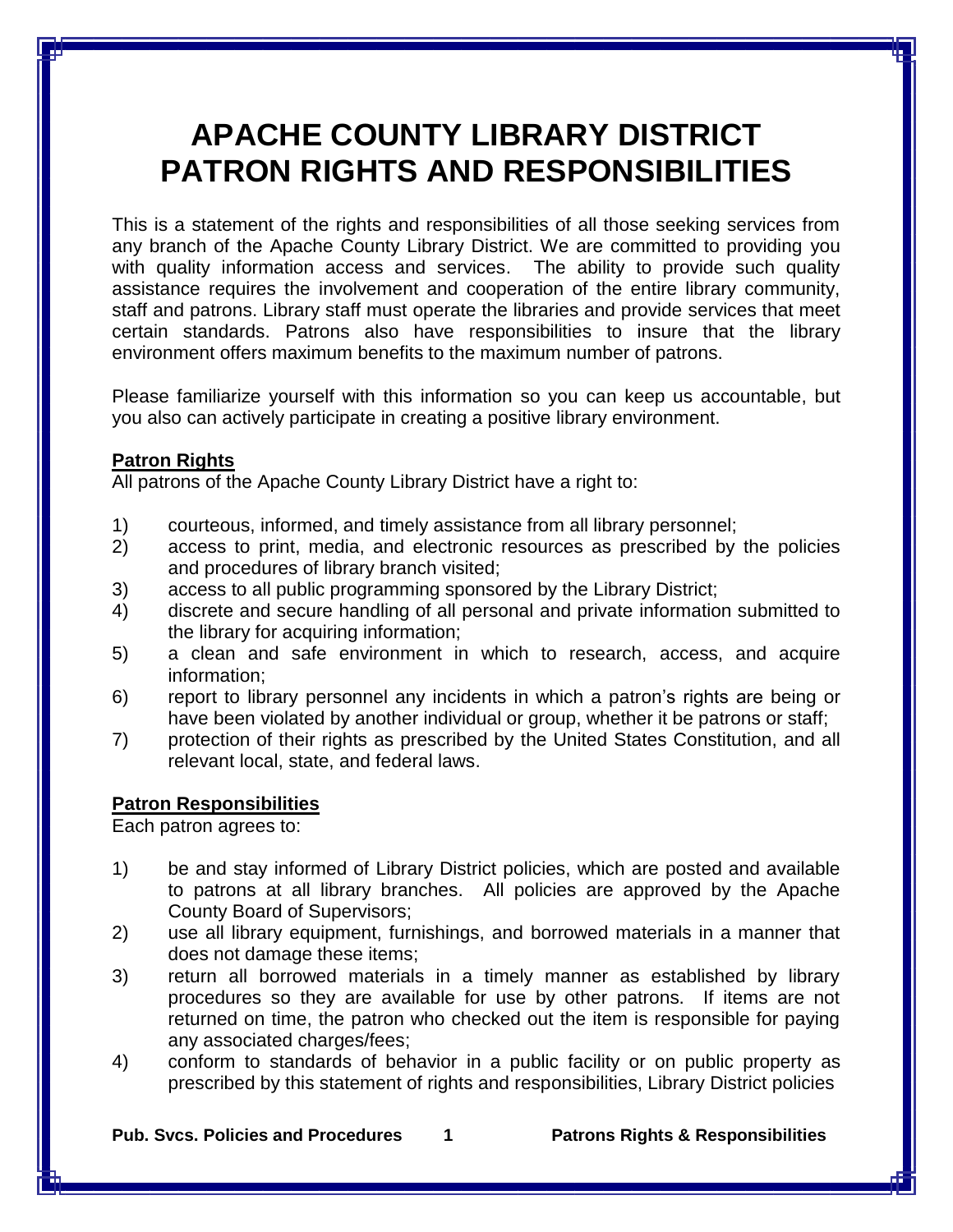# APACHE COUNTY LIBRARY DISTRICT PATRON RIGHTS AND RESPONSIBILITIES

This is a statement of the rights and responsibilities of all those seeking services from any branch of the Apache County Library District. We are committed to providing you with quality information access and services. The ability to provide such quality assistance requires the involvement and cooperation of the entire library community, staff and patrons. Library staff must operate the libraries and provide services that meet certain standards. Patrons also have responsibilities to insure that the library environment offers maximum benefits to the maximum number of patrons.

Please familiarize yourself with this information so you can keep us accountable, but you also can actively participate in creating a positive library environment.

## Patron Rights

All patrons of the Apache County Library District have a right to:

1) courteous, informed, and timely assistance from all library personnel;
2) access to print, media, and electronic resources as prescribed by the policies and procedures of library branch visited;
3) access to all public programming sponsored by the Library District;
4) discrete and secure handling of all personal and private information submitted to the library for acquiring information;
5) a clean and safe environment in which to research, access, and acquire information;
6) report to library personnel any incidents in which a patron's rights are being or have been violated by another individual or group, whether it be patrons or staff;
7) protection of their rights as prescribed by the United States Constitution, and all relevant local, state, and federal laws.

## Patron Responsibilities

Each patron agrees to:

1) be and stay informed of Library District policies, which are posted and available to patrons at all library branches. All policies are approved by the Apache County Board of Supervisors;
2) use all library equipment, furnishings, and borrowed materials in a manner that does not damage these items;
3) return all borrowed materials in a timely manner as established by library procedures so they are available for use by other patrons. If items are not returned on time, the patron who checked out the item is responsible for paying any associated charges/fees;
4) conform to standards of behavior in a public facility or on public property as prescribed by this statement of rights and responsibilities, Library District policies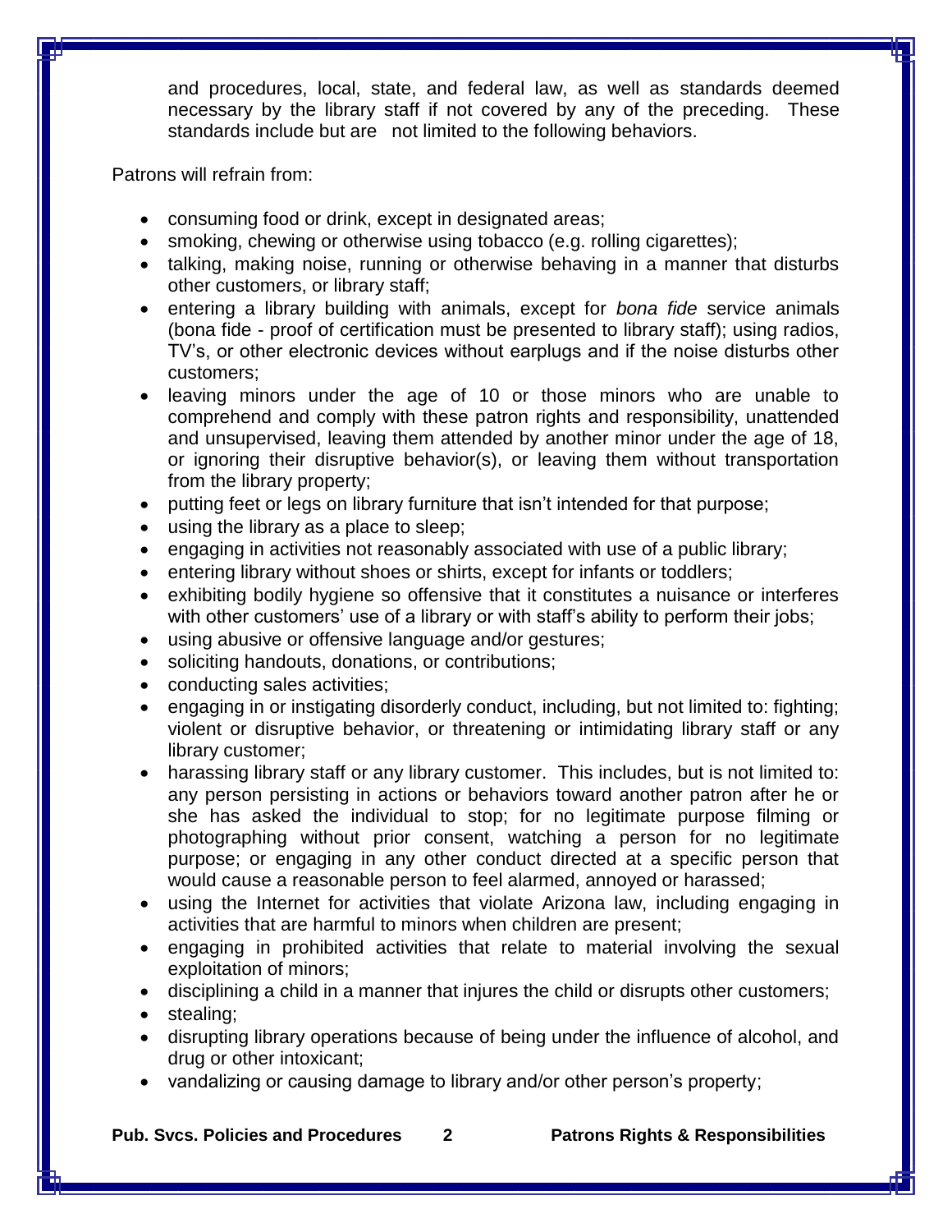and procedures, local, state, and federal law, as well as standards deemed necessary by the library staff if not covered by any of the preceding. These standards include but are not limited to the following behaviors.

Patrons will refrain from:

- consuming food or drink, except in designated areas;
- smoking, chewing or otherwise using tobacco (e.g. rolling cigarettes);
- talking, making noise, running or otherwise behaving in a manner that disturbs other customers, or library staff;
- entering a library building with animals, except for *bona fide* service animals (bona fide - proof of certification must be presented to library staff); using radios, TV's, or other electronic devices without earplugs and if the noise disturbs other customers;
- leaving minors under the age of 10 or those minors who are unable to comprehend and comply with these patron rights and responsibility, unattended and unsupervised, leaving them attended by another minor under the age of 18, or ignoring their disruptive behavior(s), or leaving them without transportation from the library property;
- putting feet or legs on library furniture that isn't intended for that purpose;
- using the library as a place to sleep;
- engaging in activities not reasonably associated with use of a public library;
- entering library without shoes or shirts, except for infants or toddlers;
- exhibiting bodily hygiene so offensive that it constitutes a nuisance or interferes with other customers' use of a library or with staff's ability to perform their jobs;
- using abusive or offensive language and/or gestures;
- soliciting handouts, donations, or contributions;
- conducting sales activities;
- engaging in or instigating disorderly conduct, including, but not limited to: fighting; violent or disruptive behavior, or threatening or intimidating library staff or any library customer;
- harassing library staff or any library customer. This includes, but is not limited to: any person persisting in actions or behaviors toward another patron after he or she has asked the individual to stop; for no legitimate purpose filming or photographing without prior consent, watching a person for no legitimate purpose; or engaging in any other conduct directed at a specific person that would cause a reasonable person to feel alarmed, annoyed or harassed;
- using the Internet for activities that violate Arizona law, including engaging in activities that are harmful to minors when children are present;
- engaging in prohibited activities that relate to material involving the sexual exploitation of minors;
- disciplining a child in a manner that injures the child or disrupts other customers;
- stealing;
- disrupting library operations because of being under the influence of alcohol, and drug or other intoxicant;
- vandalizing or causing damage to library and/or other person's property;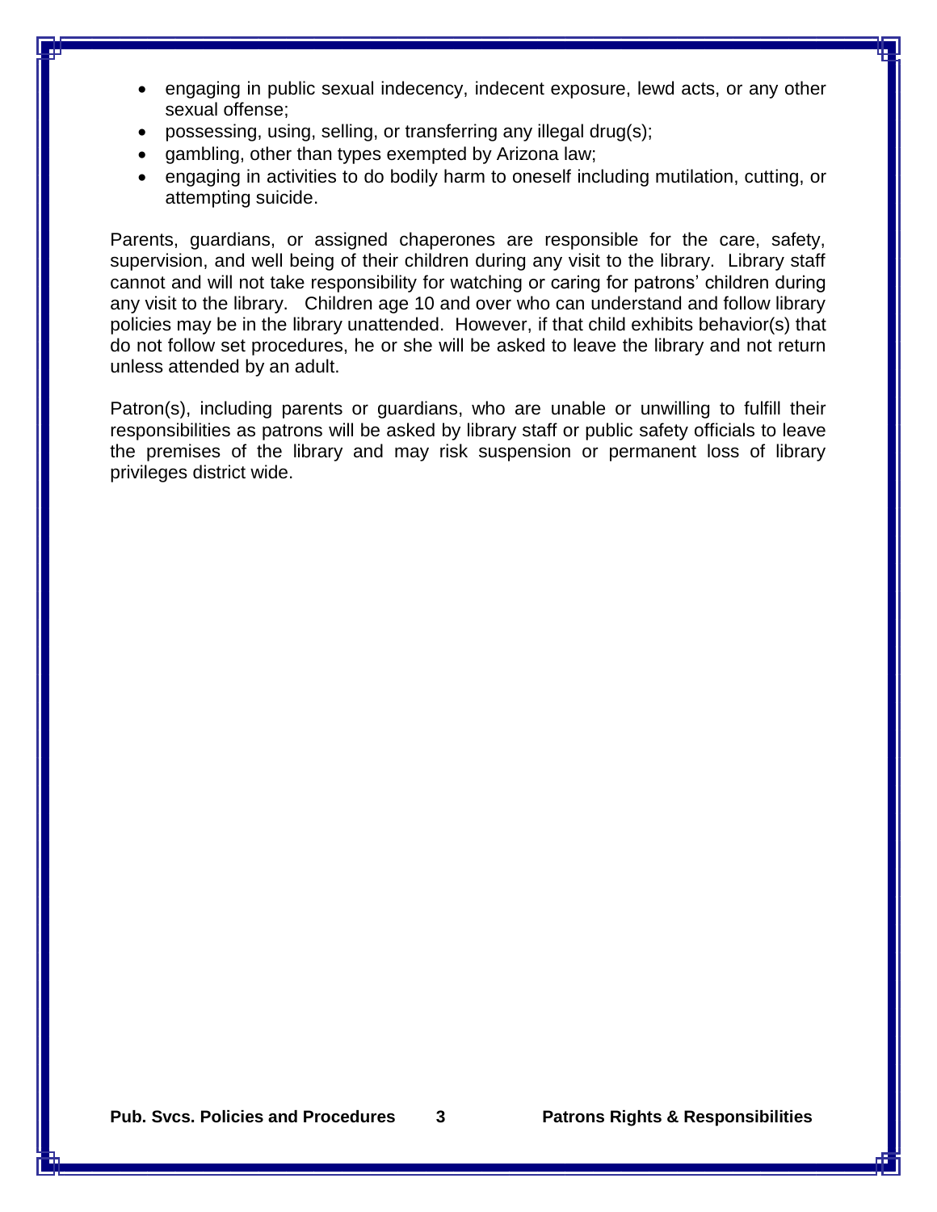- engaging in public sexual indecency, indecent exposure, lewd acts, or any other sexual offense;
- possessing, using, selling, or transferring any illegal drug(s);
- gambling, other than types exempted by Arizona law;
- engaging in activities to do bodily harm to oneself including mutilation, cutting, or attempting suicide.

Parents, guardians, or assigned chaperones are responsible for the care, safety, supervision, and well being of their children during any visit to the library. Library staff cannot and will not take responsibility for watching or caring for patrons' children during any visit to the library. Children age 10 and over who can understand and follow library policies may be in the library unattended. However, if that child exhibits behavior(s) that do not follow set procedures, he or she will be asked to leave the library and not return unless attended by an adult.

Patron(s), including parents or guardians, who are unable or unwilling to fulfill their responsibilities as patrons will be asked by library staff or public safety officials to leave the premises of the library and may risk suspension or permanent loss of library privileges district wide.